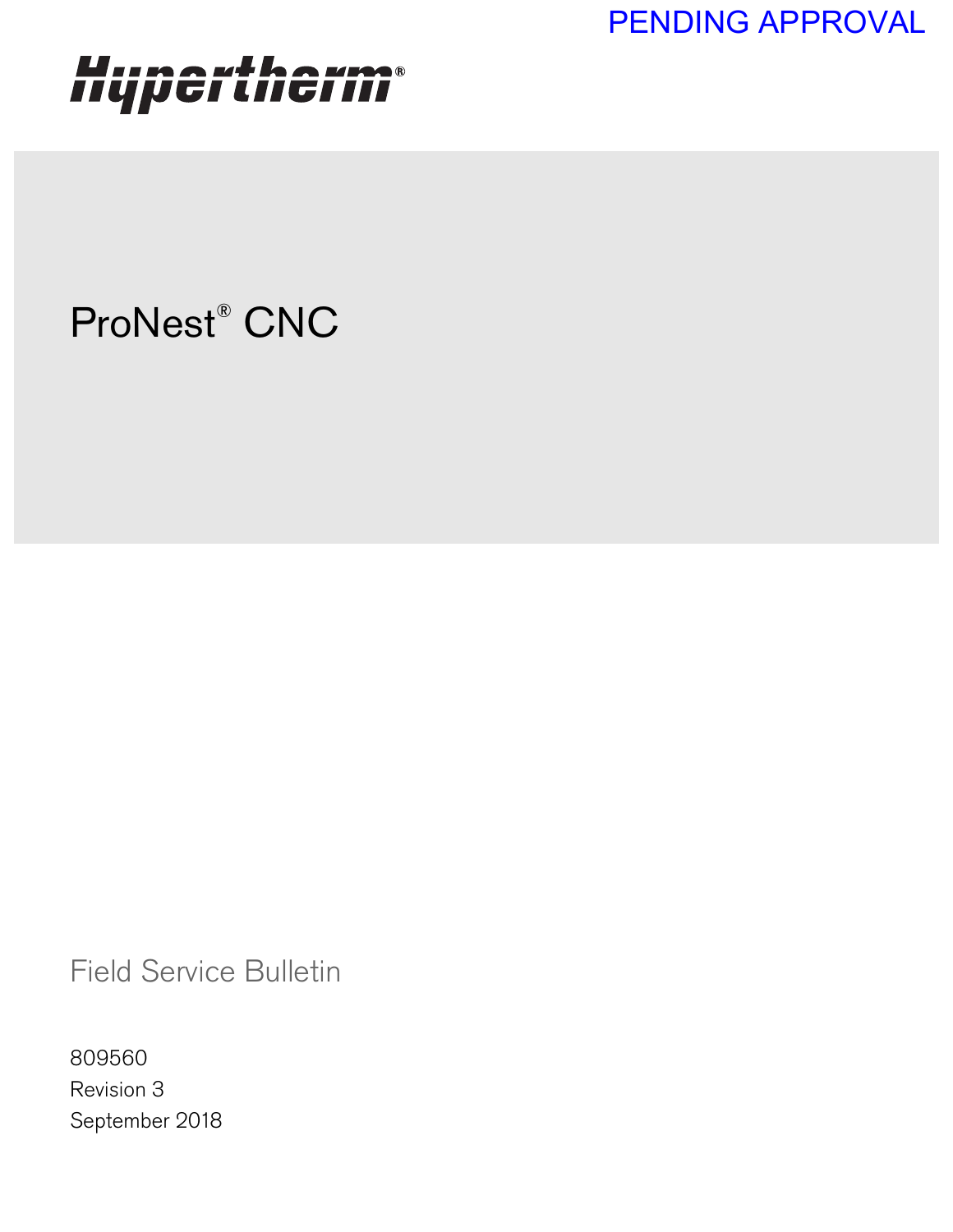PENDING APPROVAL

Hypertherm®

# ProNest® CNC

Field Service Bulletin

809560
Revision 3
September 2018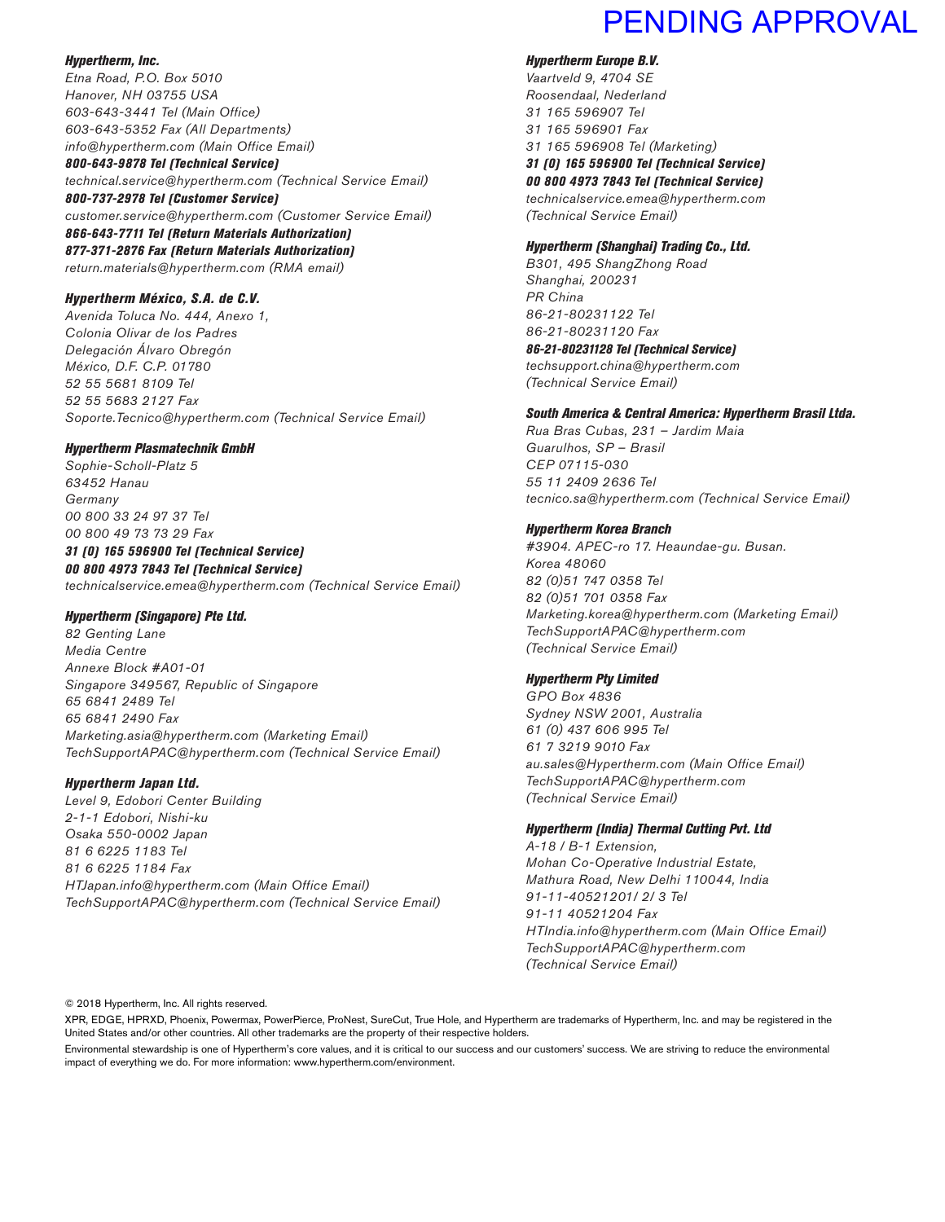PENDING APPROVAL

***Hypertherm, Inc.***
*Etna Road, P.O. Box 5010*
*Hanover, NH 03755 USA*
*603-643-3441 Tel (Main Office)*
*603-643-5352 Fax (All Departments)*
*info@hypertherm.com (Main Office Email)*
***800-643-9878 Tel (Technical Service)***
*technical.service@hypertherm.com (Technical Service Email)*
***800-737-2978 Tel (Customer Service)***
*customer.service@hypertherm.com (Customer Service Email)*
***866-643-7711 Tel (Return Materials Authorization)***
***877-371-2876 Fax (Return Materials Authorization)***
*return.materials@hypertherm.com (RMA email)*

***Hypertherm México, S.A. de C.V.***
*Avenida Toluca No. 444, Anexo 1,*
*Colonia Olivar de los Padres*
*Delegación Álvaro Obregón*
*México, D.F. C.P. 01780*
*52 55 5681 8109 Tel*
*52 55 5683 2127 Fax*
*Soporte.Tecnico@hypertherm.com (Technical Service Email)*

***Hypertherm Plasmatechnik GmbH***
*Sophie-Scholl-Platz 5*
*63452 Hanau*
*Germany*
*00 800 33 24 97 37 Tel*
*00 800 49 73 73 29 Fax*
***31 (0) 165 596900 Tel (Technical Service)***
***00 800 4973 7843 Tel (Technical Service)***
*technicalservice.emea@hypertherm.com (Technical Service Email)*

***Hypertherm (Singapore) Pte Ltd.***
*82 Genting Lane*
*Media Centre*
*Annexe Block #A01-01*
*Singapore 349567, Republic of Singapore*
*65 6841 2489 Tel*
*65 6841 2490 Fax*
*Marketing.asia@hypertherm.com (Marketing Email)*
*TechSupportAPAC@hypertherm.com (Technical Service Email)*

***Hypertherm Japan Ltd.***
*Level 9, Edobori Center Building*
*2-1-1 Edobori, Nishi-ku*
*Osaka 550-0002 Japan*
*81 6 6225 1183 Tel*
*81 6 6225 1184 Fax*
*HTJapan.info@hypertherm.com (Main Office Email)*
*TechSupportAPAC@hypertherm.com (Technical Service Email)*

***Hypertherm Europe B.V.***
*Vaartveld 9, 4704 SE*
*Roosendaal, Nederland*
*31 165 596907 Tel*
*31 165 596901 Fax*
*31 165 596908 Tel (Marketing)*
***31 (0) 165 596900 Tel (Technical Service)***
***00 800 4973 7843 Tel (Technical Service)***
*technicalservice.emea@hypertherm.com*
*(Technical Service Email)*

***Hypertherm (Shanghai) Trading Co., Ltd.***
*B301, 495 ShangZhong Road*
*Shanghai, 200231*
*PR China*
*86-21-80231122 Tel*
*86-21-80231120 Fax*
***86-21-80231128 Tel (Technical Service)***
*techsupport.china@hypertherm.com*
*(Technical Service Email)*

***South America & Central America: Hypertherm Brasil Ltda.***
*Rua Bras Cubas, 231 – Jardim Maia*
*Guarulhos, SP – Brasil*
*CEP 07115-030*
*55 11 2409 2636 Tel*
*tecnico.sa@hypertherm.com (Technical Service Email)*

***Hypertherm Korea Branch***
*#3904. APEC-ro 17. Heaundae-gu. Busan.*
*Korea 48060*
*82 (0)51 747 0358 Tel*
*82 (0)51 701 0358 Fax*
*Marketing.korea@hypertherm.com (Marketing Email)*
*TechSupportAPAC@hypertherm.com*
*(Technical Service Email)*

***Hypertherm Pty Limited***
*GPO Box 4836*
*Sydney NSW 2001, Australia*
*61 (0) 437 606 995 Tel*
*61 7 3219 9010 Fax*
*au.sales@Hypertherm.com (Main Office Email)*
*TechSupportAPAC@hypertherm.com*
*(Technical Service Email)*

***Hypertherm (India) Thermal Cutting Pvt. Ltd***
*A-18 / B-1 Extension,*
*Mohan Co-Operative Industrial Estate,*
*Mathura Road, New Delhi 110044, India*
*91-11-40521201/ 2/ 3 Tel*
*91-11 40521204 Fax*
*HTIndia.info@hypertherm.com (Main Office Email)*
*TechSupportAPAC@hypertherm.com*
*(Technical Service Email)*

© 2018 Hypertherm, Inc. All rights reserved.

XPR, EDGE, HPRXD, Phoenix, Powermax, PowerPierce, ProNest, SureCut, True Hole, and Hypertherm are trademarks of Hypertherm, Inc. and may be registered in the United States and/or other countries. All other trademarks are the property of their respective holders.

Environmental stewardship is one of Hypertherm's core values, and it is critical to our success and our customers' success. We are striving to reduce the environmental impact of everything we do. For more information: www.hypertherm.com/environment.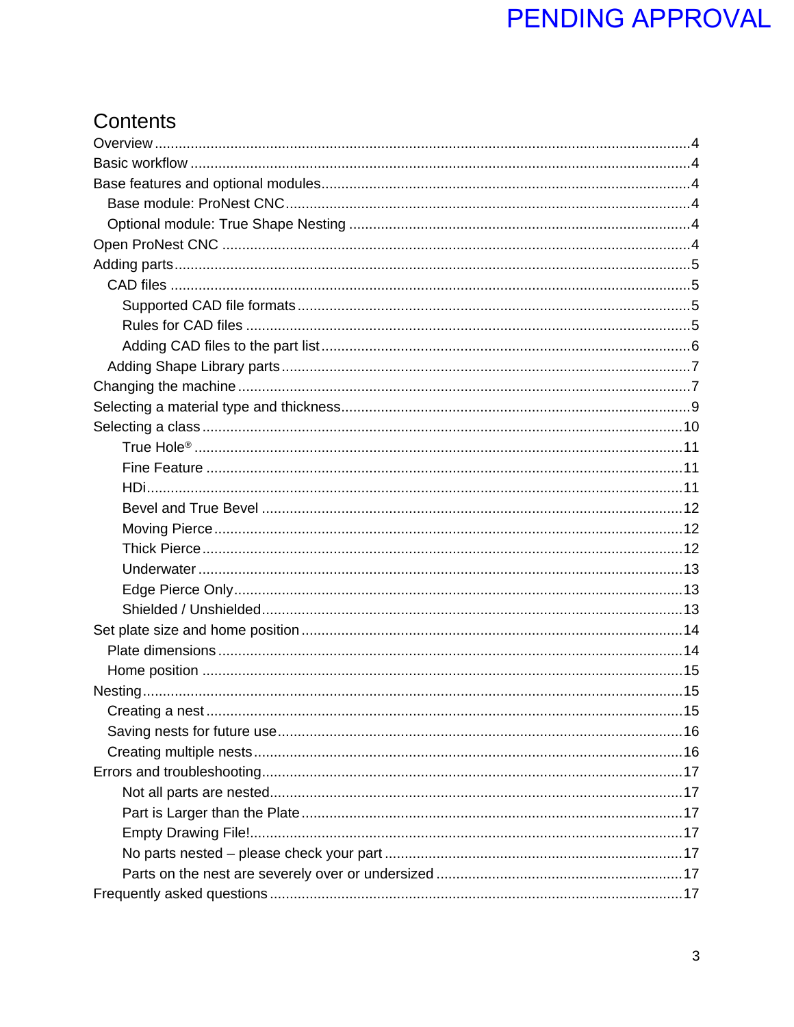# Contents

- Overview ....................................................................................................................................4
- Basic workflow ............................................................................................................................4
- Base features and optional modules...........................................................................................4
  - Base module: ProNest CNC....................................................................................................4
  - Optional module: True Shape Nesting .....................................................................................4
- Open ProNest CNC ....................................................................................................................4
- Adding parts................................................................................................................................5
  - CAD files .................................................................................................................................5
    - Supported CAD file formats .................................................................................................5
    - Rules for CAD files .............................................................................................................5
    - Adding CAD files to the part list...........................................................................................6
  - Adding Shape Library parts.....................................................................................................7
- Changing the machine ................................................................................................................7
- Selecting a material type and thickness.......................................................................................9
- Selecting a class .......................................................................................................................10
    - True Hole® .........................................................................................................................11
    - Fine Feature ......................................................................................................................11
    - HDi.....................................................................................................................................11
    - Bevel and True Bevel ........................................................................................................12
    - Moving Pierce....................................................................................................................12
    - Thick Pierce .......................................................................................................................12
    - Underwater ........................................................................................................................13
    - Edge Pierce Only...............................................................................................................13
    - Shielded / Unshielded.........................................................................................................13
- Set plate size and home position ..............................................................................................14
  - Plate dimensions ...................................................................................................................14
  - Home position .......................................................................................................................15
- Nesting......................................................................................................................................15
  - Creating a nest ......................................................................................................................15
  - Saving nests for future use....................................................................................................16
  - Creating multiple nests..........................................................................................................16
- Errors and troubleshooting.........................................................................................................17
    - Not all parts are nested......................................................................................................17
    - Part is Larger than the Plate ..............................................................................................17
    - Empty Drawing File!...........................................................................................................17
    - No parts nested – please check your part .........................................................................17
    - Parts on the nest are severely over or undersized .............................................................17
- Frequently asked questions .......................................................................................................17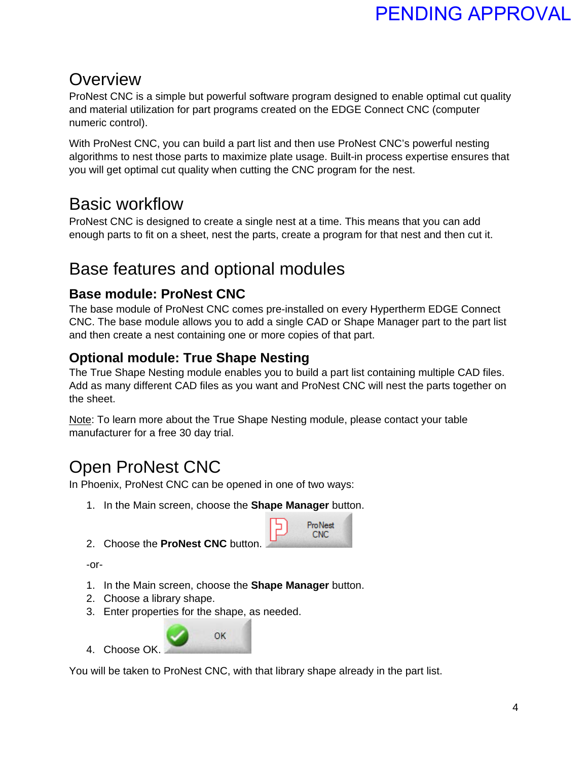PENDING APPROVAL

# Overview

ProNest CNC is a simple but powerful software program designed to enable optimal cut quality and material utilization for part programs created on the EDGE Connect CNC (computer numeric control).

With ProNest CNC, you can build a part list and then use ProNest CNC's powerful nesting algorithms to nest those parts to maximize plate usage. Built-in process expertise ensures that you will get optimal cut quality when cutting the CNC program for the nest.

# Basic workflow

ProNest CNC is designed to create a single nest at a time. This means that you can add enough parts to fit on a sheet, nest the parts, create a program for that nest and then cut it.

# Base features and optional modules

## Base module: ProNest CNC

The base module of ProNest CNC comes pre-installed on every Hypertherm EDGE Connect CNC. The base module allows you to add a single CAD or Shape Manager part to the part list and then create a nest containing one or more copies of that part.

## Optional module: True Shape Nesting

The True Shape Nesting module enables you to build a part list containing multiple CAD files. Add as many different CAD files as you want and ProNest CNC will nest the parts together on the sheet.

Note: To learn more about the True Shape Nesting module, please contact your table manufacturer for a free 30 day trial.

# Open ProNest CNC

In Phoenix, ProNest CNC can be opened in one of two ways:

1. In the Main screen, choose the **Shape Manager** button.
2. Choose the **ProNest CNC** button.

-or-

1. In the Main screen, choose the **Shape Manager** button.
2. Choose a library shape.
3. Enter properties for the shape, as needed.
4. Choose OK.

You will be taken to ProNest CNC, with that library shape already in the part list.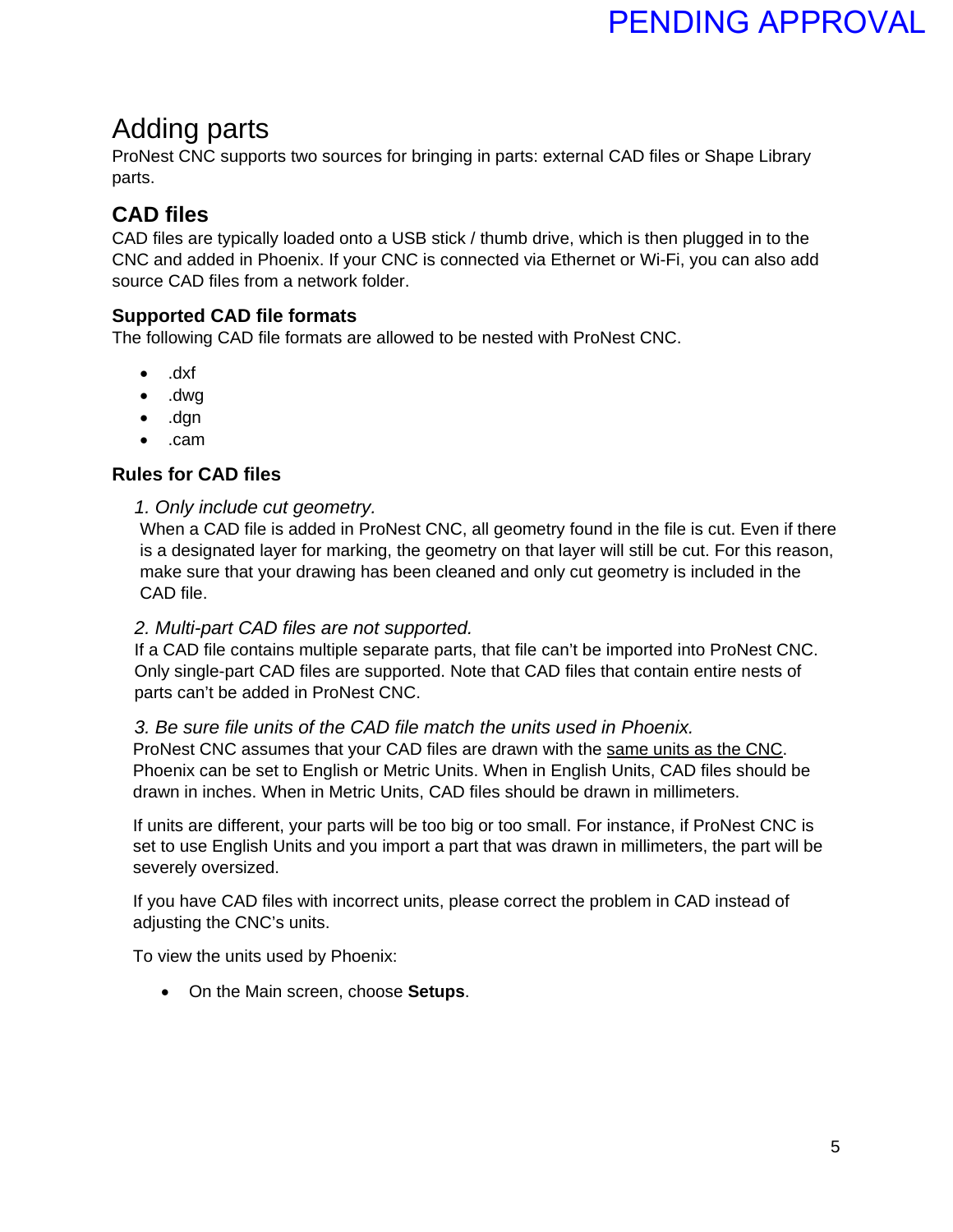# Adding parts

ProNest CNC supports two sources for bringing in parts: external CAD files or Shape Library parts.

## CAD files

CAD files are typically loaded onto a USB stick / thumb drive, which is then plugged in to the CNC and added in Phoenix. If your CNC is connected via Ethernet or Wi-Fi, you can also add source CAD files from a network folder.

### Supported CAD file formats

The following CAD file formats are allowed to be nested with ProNest CNC.

- .dxf
- .dwg
- .dgn
- .cam

### Rules for CAD files

*1. Only include cut geometry.*

When a CAD file is added in ProNest CNC, all geometry found in the file is cut. Even if there is a designated layer for marking, the geometry on that layer will still be cut. For this reason, make sure that your drawing has been cleaned and only cut geometry is included in the CAD file.

*2. Multi-part CAD files are not supported.*

If a CAD file contains multiple separate parts, that file can't be imported into ProNest CNC. Only single-part CAD files are supported. Note that CAD files that contain entire nests of parts can't be added in ProNest CNC.

*3. Be sure file units of the CAD file match the units used in Phoenix.*

ProNest CNC assumes that your CAD files are drawn with the same units as the CNC. Phoenix can be set to English or Metric Units. When in English Units, CAD files should be drawn in inches. When in Metric Units, CAD files should be drawn in millimeters.

If units are different, your parts will be too big or too small. For instance, if ProNest CNC is set to use English Units and you import a part that was drawn in millimeters, the part will be severely oversized.

If you have CAD files with incorrect units, please correct the problem in CAD instead of adjusting the CNC's units.

To view the units used by Phoenix:

- On the Main screen, choose **Setups**.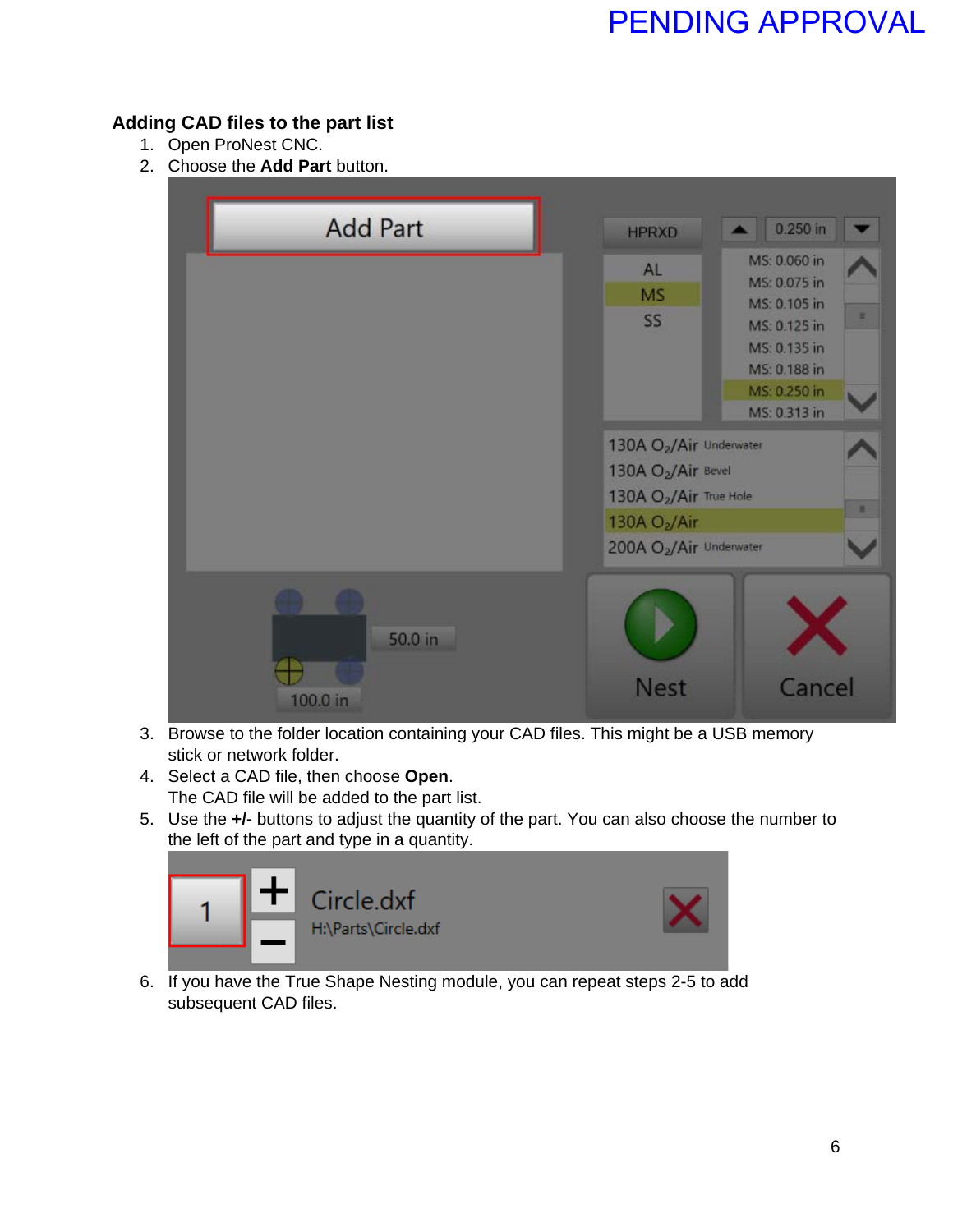PENDING APPROVAL

### Adding CAD files to the part list

1. Open ProNest CNC.
2. Choose the **Add Part** button.
3. Browse to the folder location containing your CAD files. This might be a USB memory stick or network folder.
4. Select a CAD file, then choose **Open**.
   The CAD file will be added to the part list.
5. Use the **+/-** buttons to adjust the quantity of the part. You can also choose the number to the left of the part and type in a quantity.
6. If you have the True Shape Nesting module, you can repeat steps 2-5 to add subsequent CAD files.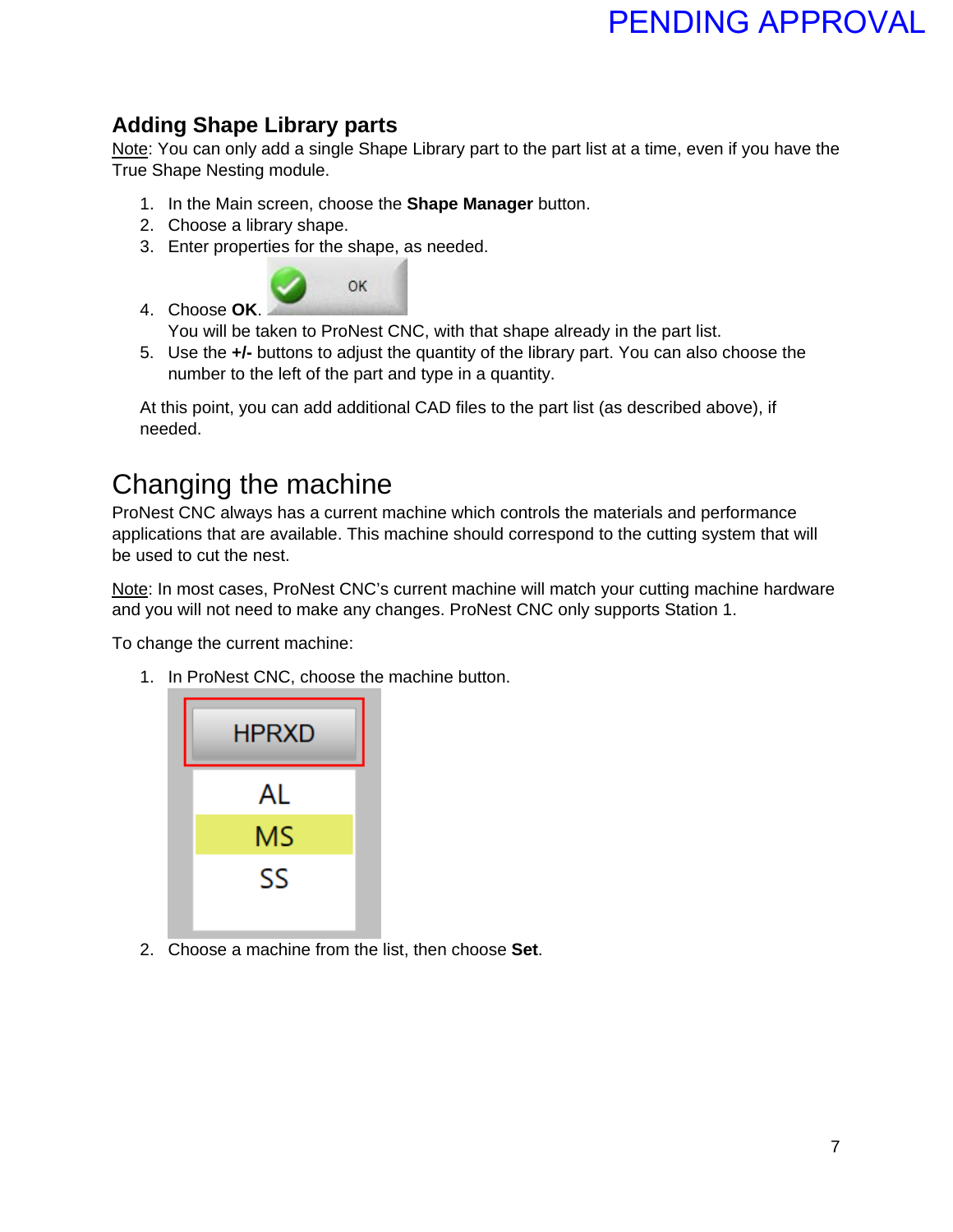### Adding Shape Library parts

Note: You can only add a single Shape Library part to the part list at a time, even if you have the True Shape Nesting module.

1. In the Main screen, choose the **Shape Manager** button.
2. Choose a library shape.
3. Enter properties for the shape, as needed.
4. Choose **OK**.
   You will be taken to ProNest CNC, with that shape already in the part list.
5. Use the **+/-** buttons to adjust the quantity of the library part. You can also choose the number to the left of the part and type in a quantity.

At this point, you can add additional CAD files to the part list (as described above), if needed.

## Changing the machine

ProNest CNC always has a current machine which controls the materials and performance applications that are available. This machine should correspond to the cutting system that will be used to cut the nest.

Note: In most cases, ProNest CNC's current machine will match your cutting machine hardware and you will not need to make any changes. ProNest CNC only supports Station 1.

To change the current machine:

1. In ProNest CNC, choose the machine button.
2. Choose a machine from the list, then choose **Set**.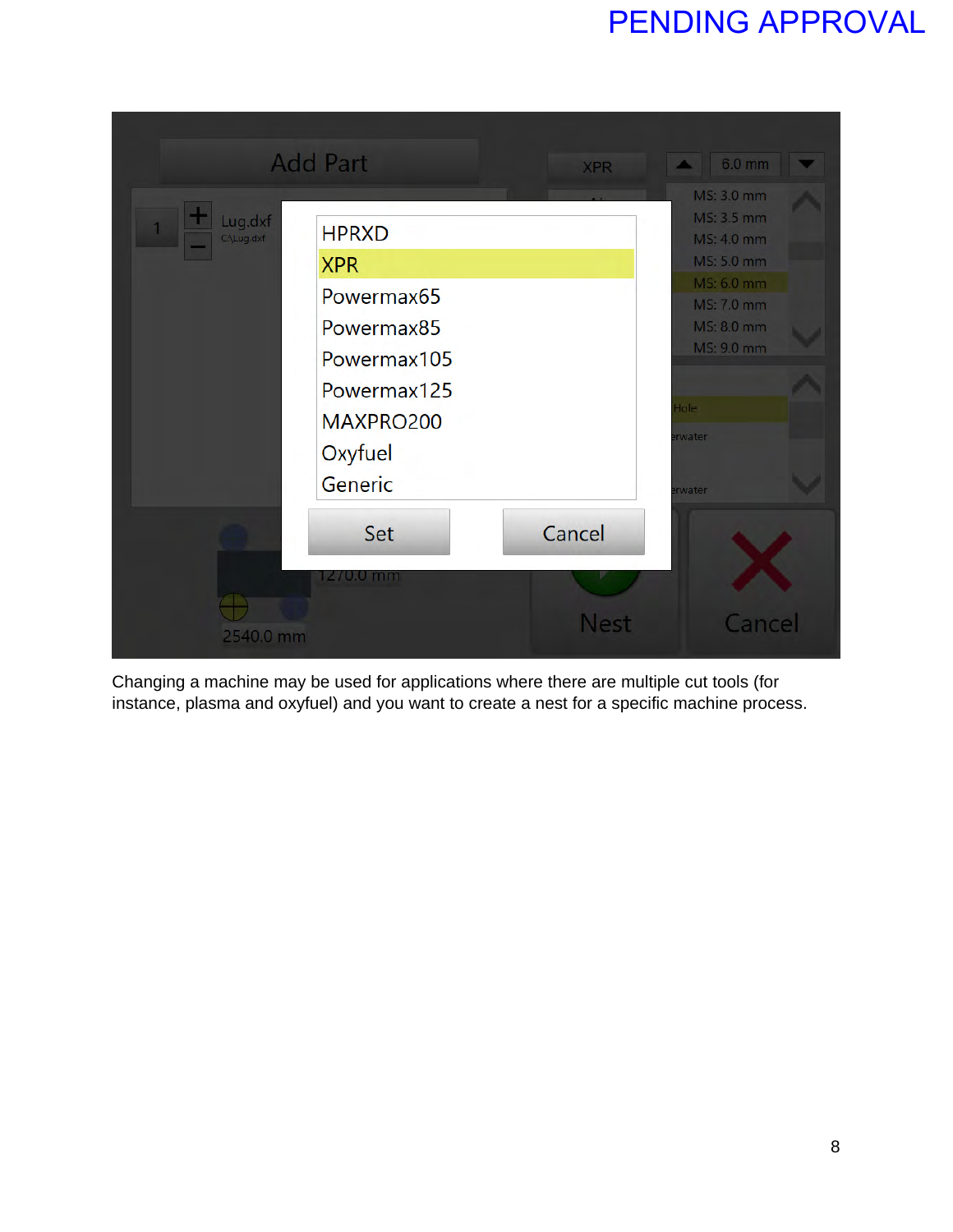HPRXD
XPR
Powermax65
Powermax85
Powermax105
Powermax125
MAXPRO200
Oxyfuel
Generic

Set
Cancel

Changing a machine may be used for applications where there are multiple cut tools (for instance, plasma and oxyfuel) and you want to create a nest for a specific machine process.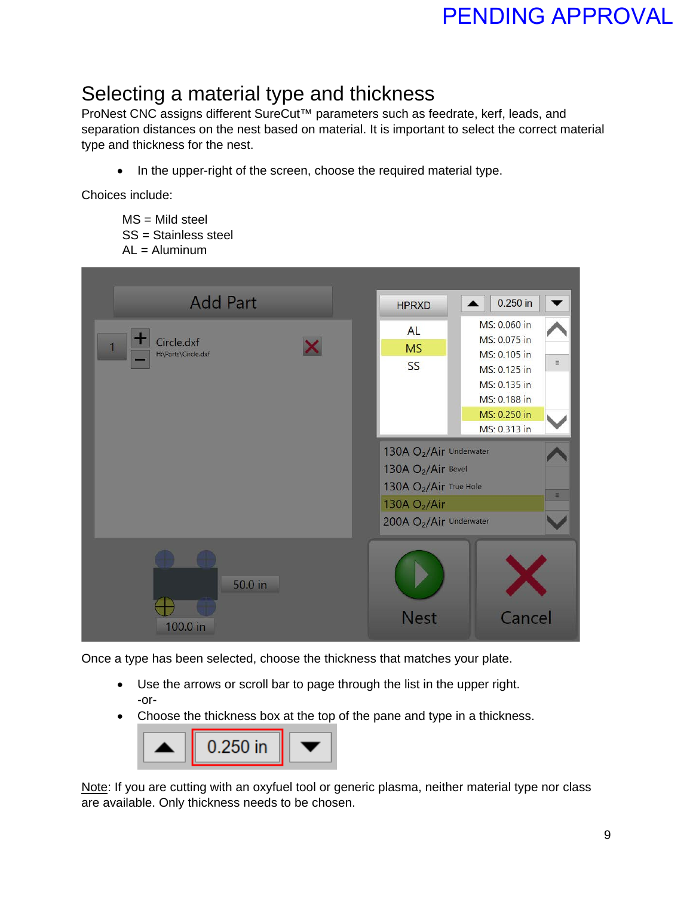PENDING APPROVAL

## Selecting a material type and thickness

ProNest CNC assigns different SureCut™ parameters such as feedrate, kerf, leads, and separation distances on the nest based on material. It is important to select the correct material type and thickness for the nest.

- In the upper-right of the screen, choose the required material type.

Choices include:

MS = Mild steel
SS = Stainless steel
AL = Aluminum

Once a type has been selected, choose the thickness that matches your plate.

- Use the arrows or scroll bar to page through the list in the upper right.
  -or-
- Choose the thickness box at the top of the pane and type in a thickness.

Note: If you are cutting with an oxyfuel tool or generic plasma, neither material type nor class are available. Only thickness needs to be chosen.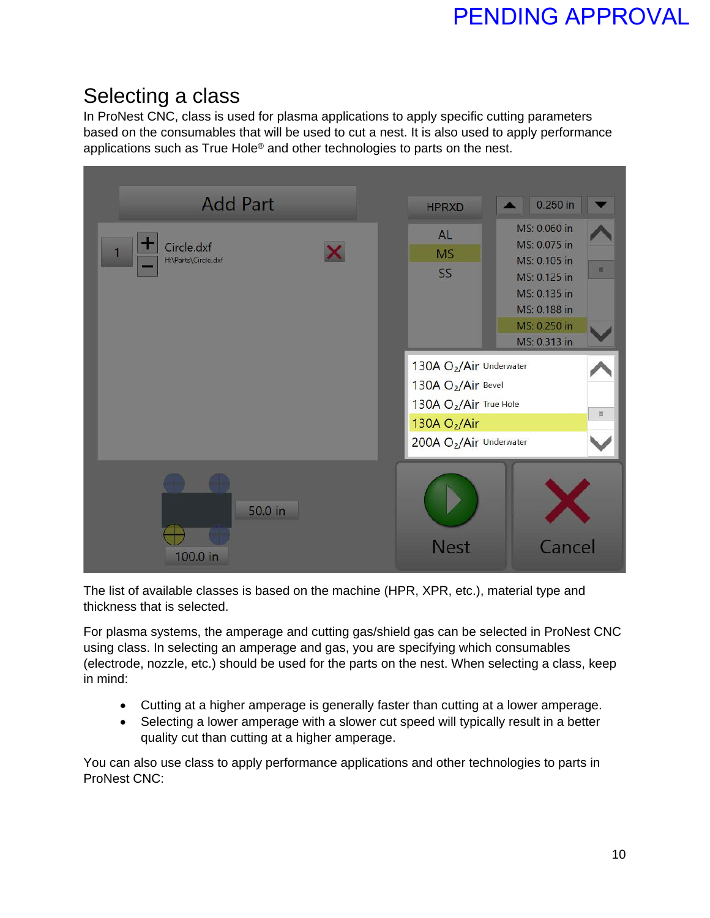## Selecting a class

In ProNest CNC, class is used for plasma applications to apply specific cutting parameters based on the consumables that will be used to cut a nest. It is also used to apply performance applications such as True Hole® and other technologies to parts on the nest.

The list of available classes is based on the machine (HPR, XPR, etc.), material type and thickness that is selected.

For plasma systems, the amperage and cutting gas/shield gas can be selected in ProNest CNC using class. In selecting an amperage and gas, you are specifying which consumables (electrode, nozzle, etc.) should be used for the parts on the nest. When selecting a class, keep in mind:

- Cutting at a higher amperage is generally faster than cutting at a lower amperage.
- Selecting a lower amperage with a slower cut speed will typically result in a better quality cut than cutting at a higher amperage.

You can also use class to apply performance applications and other technologies to parts in ProNest CNC: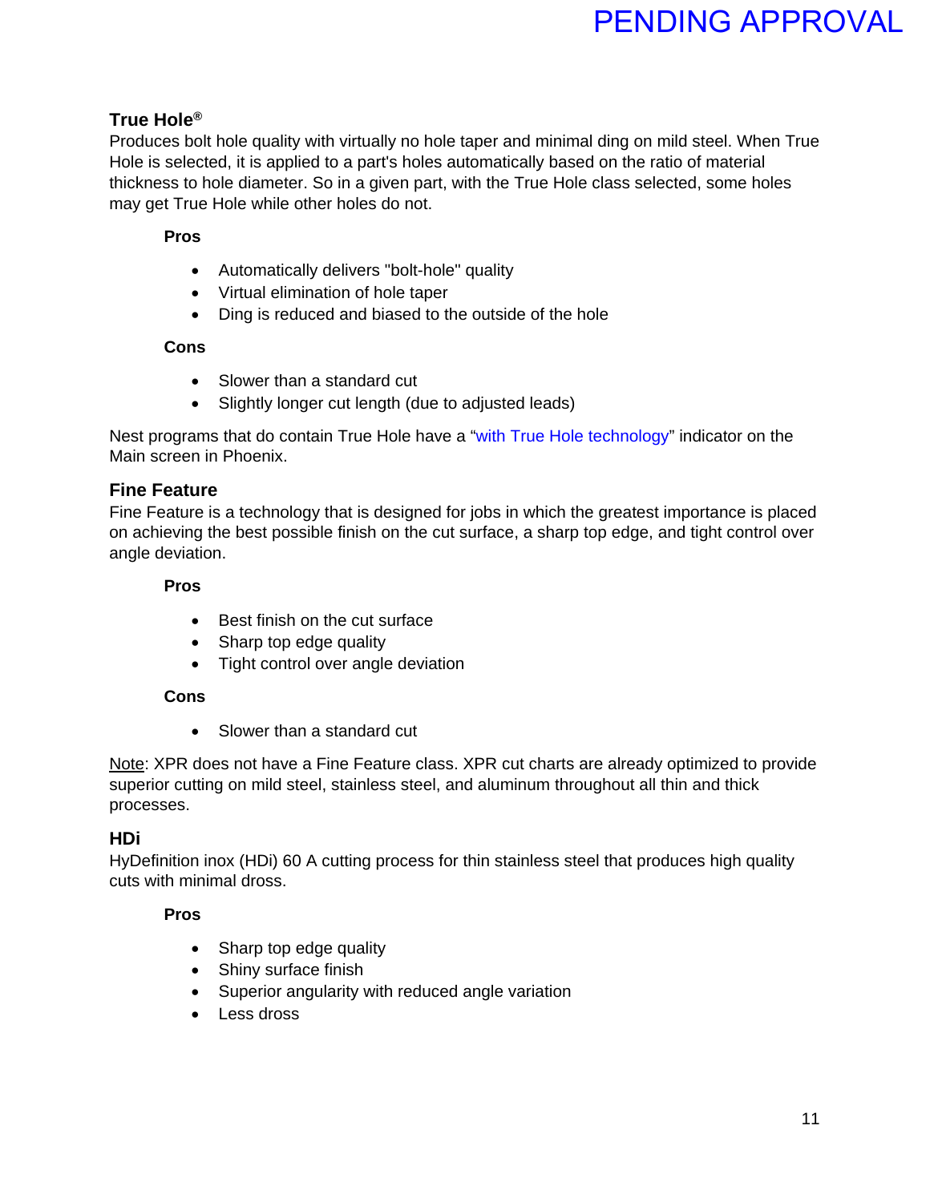PENDING APPROVAL

### True Hole®

Produces bolt hole quality with virtually no hole taper and minimal ding on mild steel. When True Hole is selected, it is applied to a part's holes automatically based on the ratio of material thickness to hole diameter. So in a given part, with the True Hole class selected, some holes may get True Hole while other holes do not.

**Pros**

- Automatically delivers "bolt-hole" quality
- Virtual elimination of hole taper
- Ding is reduced and biased to the outside of the hole

**Cons**

- Slower than a standard cut
- Slightly longer cut length (due to adjusted leads)

Nest programs that do contain True Hole have a "with True Hole technology" indicator on the Main screen in Phoenix.

### Fine Feature

Fine Feature is a technology that is designed for jobs in which the greatest importance is placed on achieving the best possible finish on the cut surface, a sharp top edge, and tight control over angle deviation.

**Pros**

- Best finish on the cut surface
- Sharp top edge quality
- Tight control over angle deviation

**Cons**

- Slower than a standard cut

Note: XPR does not have a Fine Feature class. XPR cut charts are already optimized to provide superior cutting on mild steel, stainless steel, and aluminum throughout all thin and thick processes.

### HDi

HyDefinition inox (HDi) 60 A cutting process for thin stainless steel that produces high quality cuts with minimal dross.

**Pros**

- Sharp top edge quality
- Shiny surface finish
- Superior angularity with reduced angle variation
- Less dross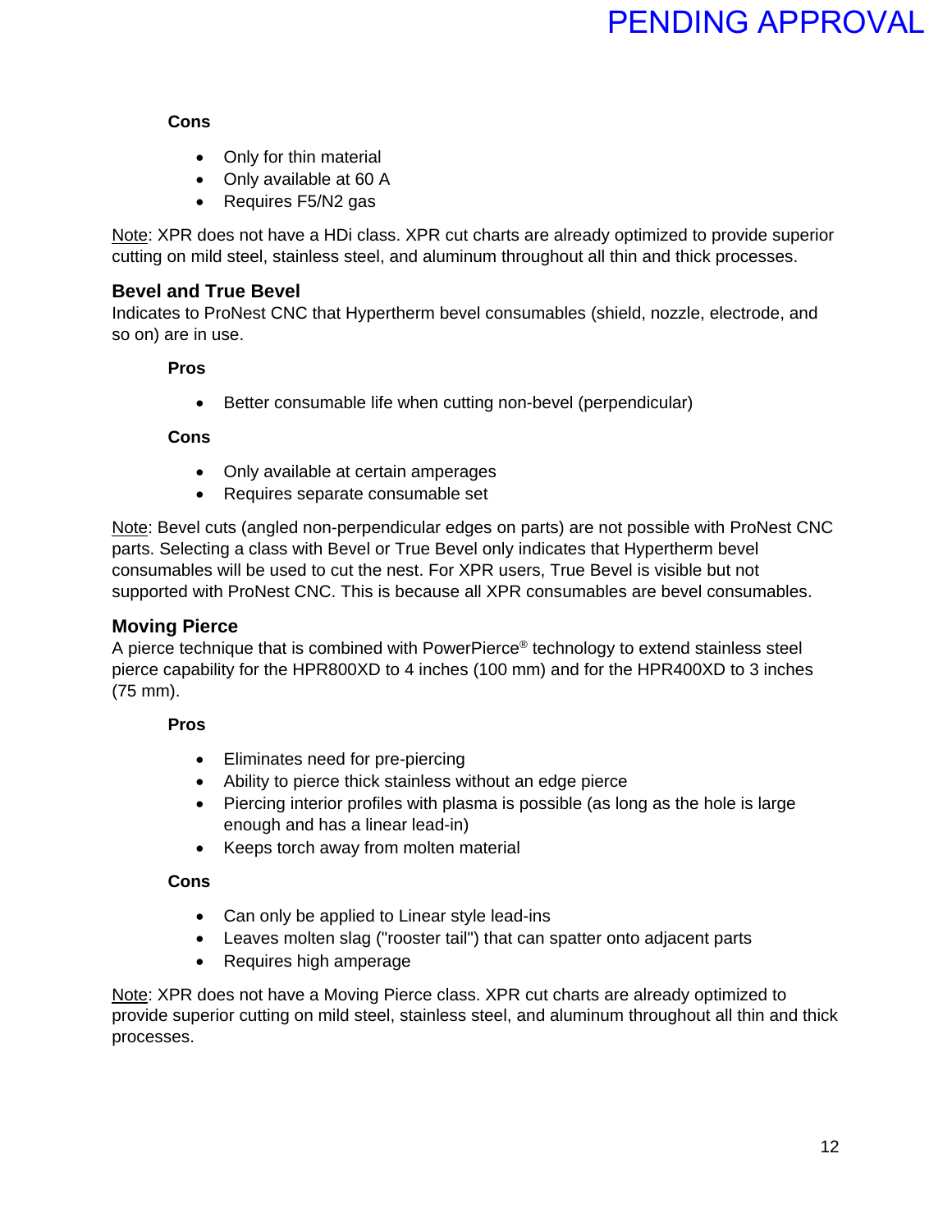**Cons**

- Only for thin material
- Only available at 60 A
- Requires F5/N2 gas

Note: XPR does not have a HDi class. XPR cut charts are already optimized to provide superior cutting on mild steel, stainless steel, and aluminum throughout all thin and thick processes.

### Bevel and True Bevel

Indicates to ProNest CNC that Hypertherm bevel consumables (shield, nozzle, electrode, and so on) are in use.

**Pros**

- Better consumable life when cutting non-bevel (perpendicular)

**Cons**

- Only available at certain amperages
- Requires separate consumable set

Note: Bevel cuts (angled non-perpendicular edges on parts) are not possible with ProNest CNC parts. Selecting a class with Bevel or True Bevel only indicates that Hypertherm bevel consumables will be used to cut the nest. For XPR users, True Bevel is visible but not supported with ProNest CNC. This is because all XPR consumables are bevel consumables.

### Moving Pierce

A pierce technique that is combined with PowerPierce® technology to extend stainless steel pierce capability for the HPR800XD to 4 inches (100 mm) and for the HPR400XD to 3 inches (75 mm).

**Pros**

- Eliminates need for pre-piercing
- Ability to pierce thick stainless without an edge pierce
- Piercing interior profiles with plasma is possible (as long as the hole is large enough and has a linear lead-in)
- Keeps torch away from molten material

**Cons**

- Can only be applied to Linear style lead-ins
- Leaves molten slag ("rooster tail") that can spatter onto adjacent parts
- Requires high amperage

Note: XPR does not have a Moving Pierce class. XPR cut charts are already optimized to provide superior cutting on mild steel, stainless steel, and aluminum throughout all thin and thick processes.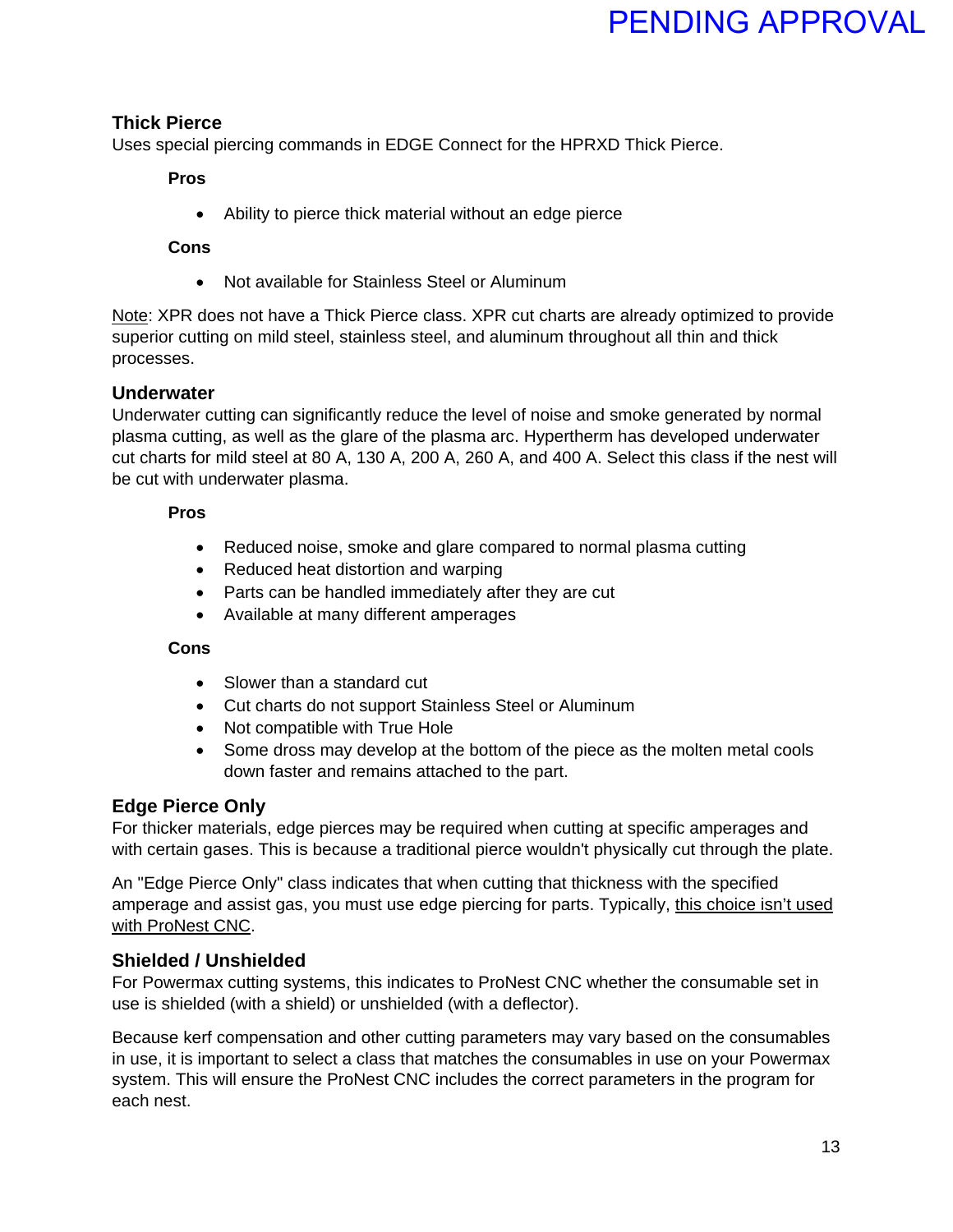### Thick Pierce

Uses special piercing commands in EDGE Connect for the HPRXD Thick Pierce.

**Pros**

- Ability to pierce thick material without an edge pierce

**Cons**

- Not available for Stainless Steel or Aluminum

Note: XPR does not have a Thick Pierce class. XPR cut charts are already optimized to provide superior cutting on mild steel, stainless steel, and aluminum throughout all thin and thick processes.

### Underwater

Underwater cutting can significantly reduce the level of noise and smoke generated by normal plasma cutting, as well as the glare of the plasma arc. Hypertherm has developed underwater cut charts for mild steel at 80 A, 130 A, 200 A, 260 A, and 400 A. Select this class if the nest will be cut with underwater plasma.

**Pros**

- Reduced noise, smoke and glare compared to normal plasma cutting
- Reduced heat distortion and warping
- Parts can be handled immediately after they are cut
- Available at many different amperages

**Cons**

- Slower than a standard cut
- Cut charts do not support Stainless Steel or Aluminum
- Not compatible with True Hole
- Some dross may develop at the bottom of the piece as the molten metal cools down faster and remains attached to the part.

### Edge Pierce Only

For thicker materials, edge pierces may be required when cutting at specific amperages and with certain gases. This is because a traditional pierce wouldn't physically cut through the plate.

An "Edge Pierce Only" class indicates that when cutting that thickness with the specified amperage and assist gas, you must use edge piercing for parts. Typically, this choice isn't used with ProNest CNC.

### Shielded / Unshielded

For Powermax cutting systems, this indicates to ProNest CNC whether the consumable set in use is shielded (with a shield) or unshielded (with a deflector).

Because kerf compensation and other cutting parameters may vary based on the consumables in use, it is important to select a class that matches the consumables in use on your Powermax system. This will ensure the ProNest CNC includes the correct parameters in the program for each nest.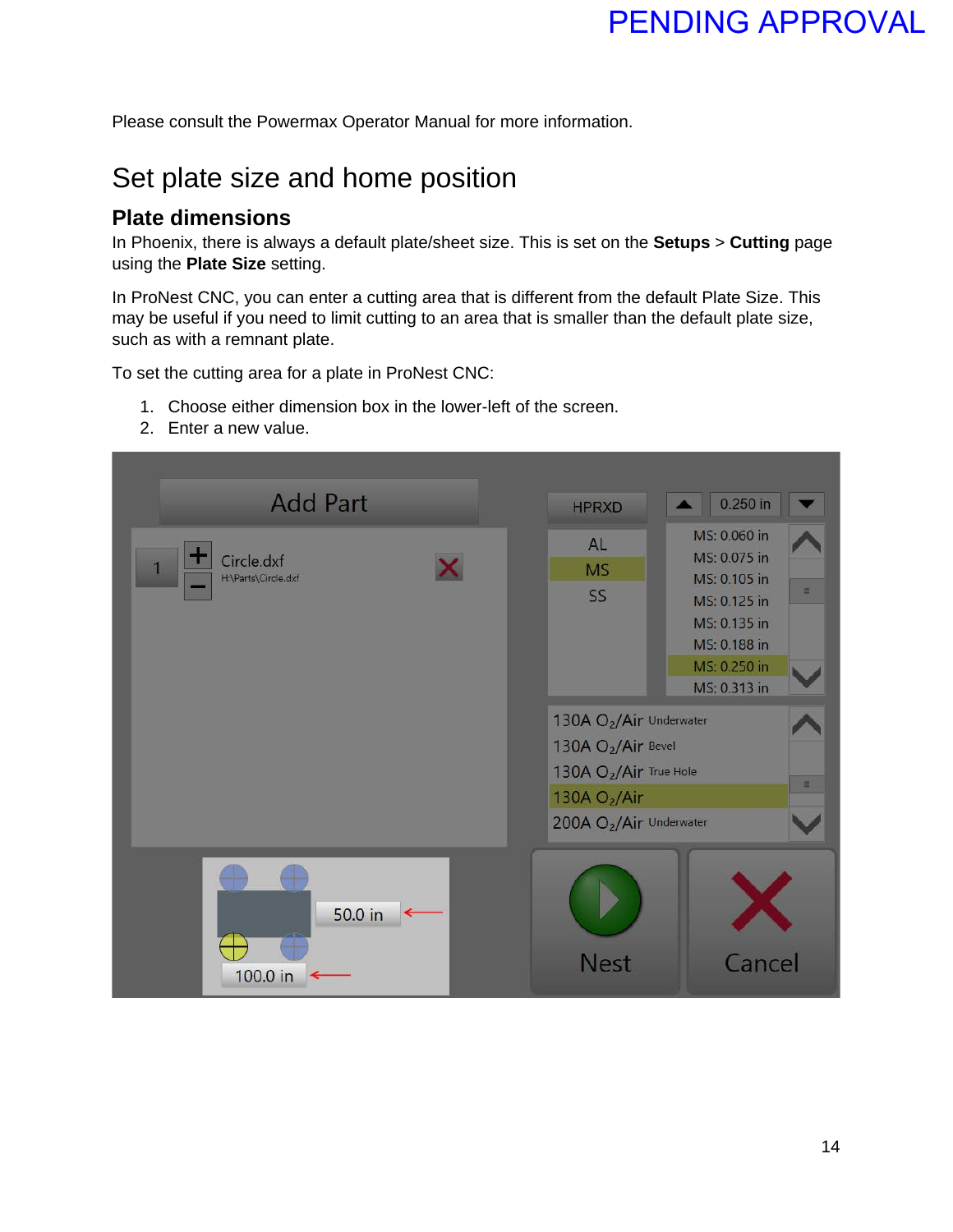Please consult the Powermax Operator Manual for more information.

## Set plate size and home position

### Plate dimensions

In Phoenix, there is always a default plate/sheet size. This is set on the **Setups** > **Cutting** page using the **Plate Size** setting.

In ProNest CNC, you can enter a cutting area that is different from the default Plate Size. This may be useful if you need to limit cutting to an area that is smaller than the default plate size, such as with a remnant plate.

To set the cutting area for a plate in ProNest CNC:

1. Choose either dimension box in the lower-left of the screen.
2. Enter a new value.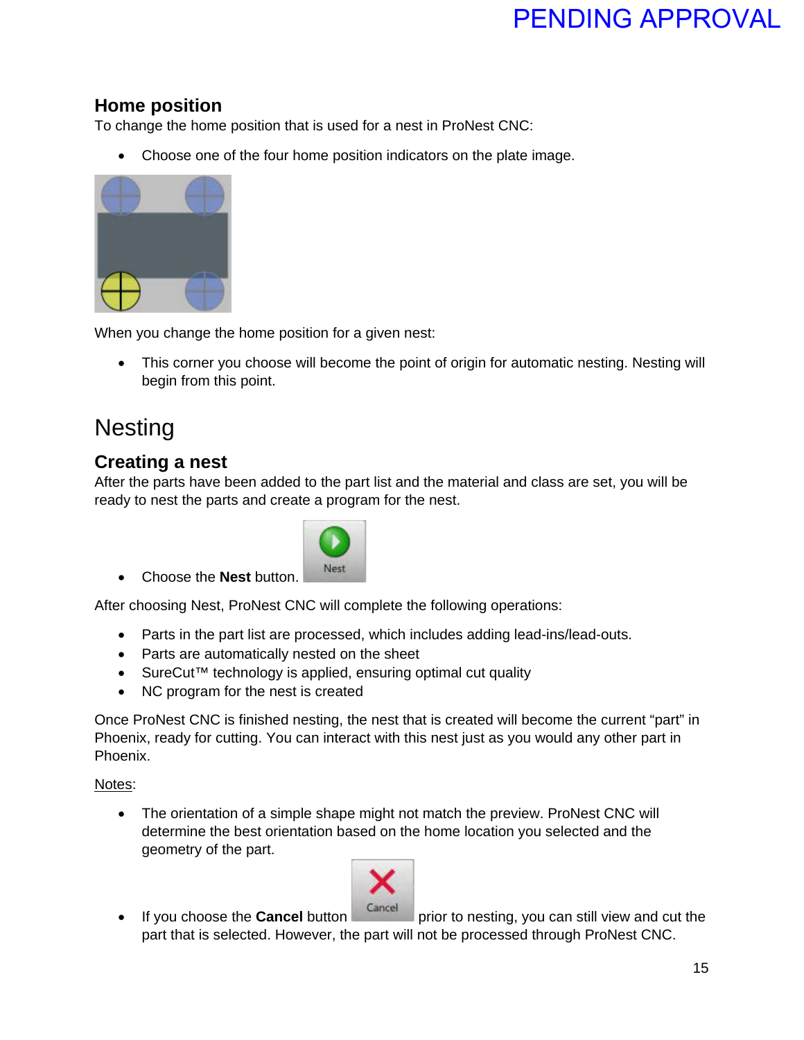PENDING APPROVAL

### Home position

To change the home position that is used for a nest in ProNest CNC:

- Choose one of the four home position indicators on the plate image.

When you change the home position for a given nest:

- This corner you choose will become the point of origin for automatic nesting. Nesting will begin from this point.

## Nesting

### Creating a nest

After the parts have been added to the part list and the material and class are set, you will be ready to nest the parts and create a program for the nest.

- Choose the **Nest** button.

After choosing Nest, ProNest CNC will complete the following operations:

- Parts in the part list are processed, which includes adding lead-ins/lead-outs.
- Parts are automatically nested on the sheet
- SureCut™ technology is applied, ensuring optimal cut quality
- NC program for the nest is created

Once ProNest CNC is finished nesting, the nest that is created will become the current "part" in Phoenix, ready for cutting. You can interact with this nest just as you would any other part in Phoenix.

Notes:

- The orientation of a simple shape might not match the preview. ProNest CNC will determine the best orientation based on the home location you selected and the geometry of the part.
- If you choose the **Cancel** button prior to nesting, you can still view and cut the part that is selected. However, the part will not be processed through ProNest CNC.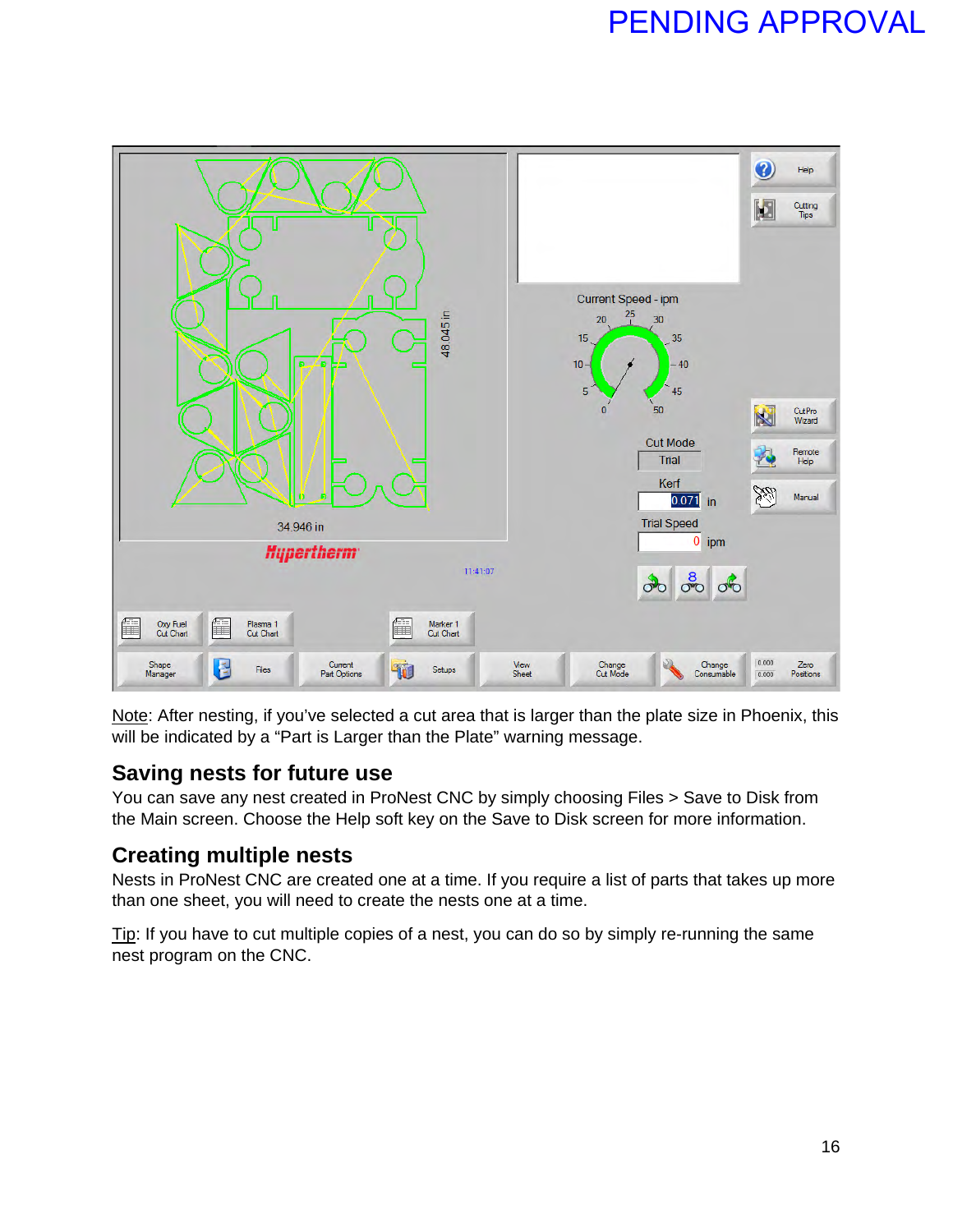PENDING APPROVAL

Note: After nesting, if you've selected a cut area that is larger than the plate size in Phoenix, this will be indicated by a "Part is Larger than the Plate" warning message.

## Saving nests for future use

You can save any nest created in ProNest CNC by simply choosing Files > Save to Disk from the Main screen. Choose the Help soft key on the Save to Disk screen for more information.

## Creating multiple nests

Nests in ProNest CNC are created one at a time. If you require a list of parts that takes up more than one sheet, you will need to create the nests one at a time.

Tip: If you have to cut multiple copies of a nest, you can do so by simply re-running the same nest program on the CNC.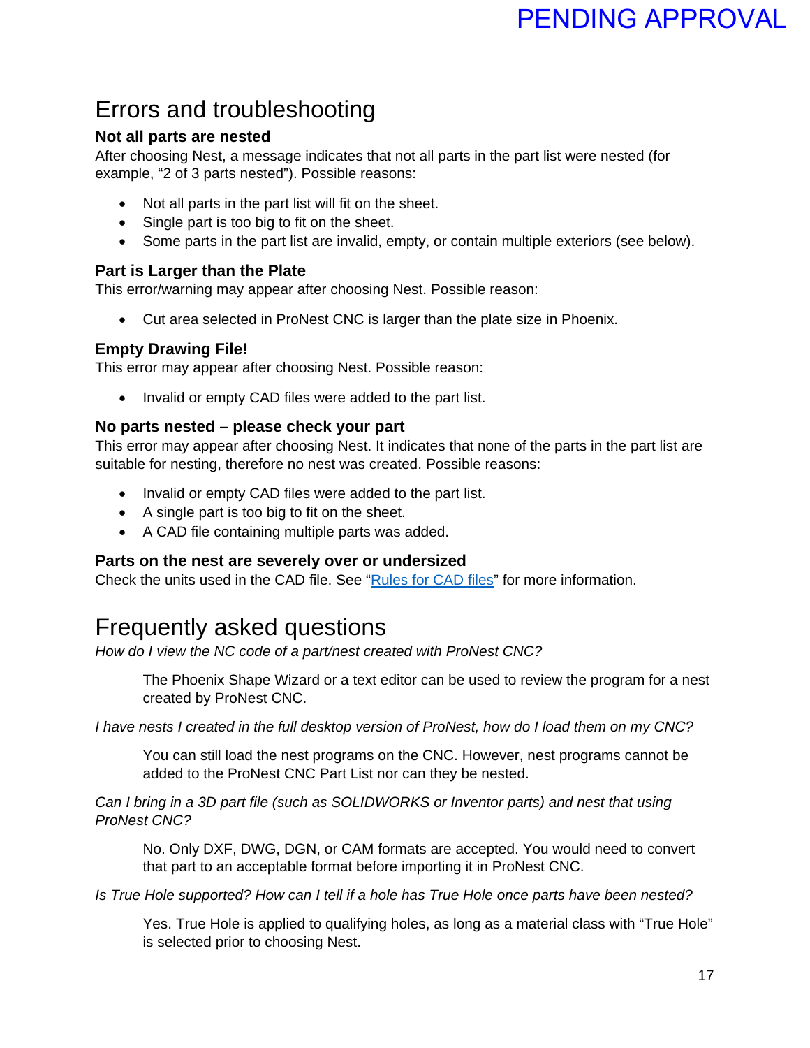PENDING APPROVAL

# Errors and troubleshooting

### Not all parts are nested

After choosing Nest, a message indicates that not all parts in the part list were nested (for example, “2 of 3 parts nested”). Possible reasons:

- Not all parts in the part list will fit on the sheet.
- Single part is too big to fit on the sheet.
- Some parts in the part list are invalid, empty, or contain multiple exteriors (see below).

### Part is Larger than the Plate

This error/warning may appear after choosing Nest. Possible reason:

- Cut area selected in ProNest CNC is larger than the plate size in Phoenix.

### Empty Drawing File!

This error may appear after choosing Nest. Possible reason:

- Invalid or empty CAD files were added to the part list.

### No parts nested – please check your part

This error may appear after choosing Nest. It indicates that none of the parts in the part list are suitable for nesting, therefore no nest was created. Possible reasons:

- Invalid or empty CAD files were added to the part list.
- A single part is too big to fit on the sheet.
- A CAD file containing multiple parts was added.

### Parts on the nest are severely over or undersized

Check the units used in the CAD file. See “Rules for CAD files” for more information.

# Frequently asked questions

*How do I view the NC code of a part/nest created with ProNest CNC?*

> The Phoenix Shape Wizard or a text editor can be used to review the program for a nest created by ProNest CNC.

*I have nests I created in the full desktop version of ProNest, how do I load them on my CNC?*

> You can still load the nest programs on the CNC. However, nest programs cannot be added to the ProNest CNC Part List nor can they be nested.

*Can I bring in a 3D part file (such as SOLIDWORKS or Inventor parts) and nest that using ProNest CNC?*

> No. Only DXF, DWG, DGN, or CAM formats are accepted. You would need to convert that part to an acceptable format before importing it in ProNest CNC.

*Is True Hole supported? How can I tell if a hole has True Hole once parts have been nested?*

> Yes. True Hole is applied to qualifying holes, as long as a material class with “True Hole” is selected prior to choosing Nest.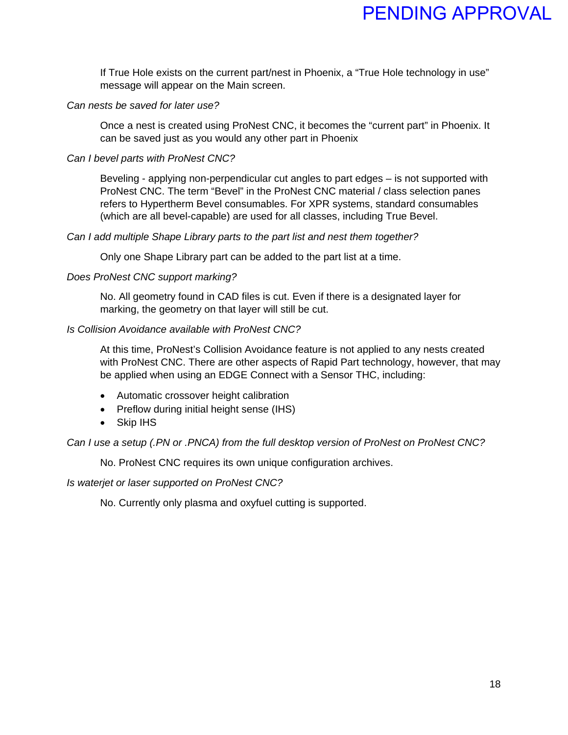If True Hole exists on the current part/nest in Phoenix, a “True Hole technology in use” message will appear on the Main screen.

*Can nests be saved for later use?*

Once a nest is created using ProNest CNC, it becomes the “current part” in Phoenix. It can be saved just as you would any other part in Phoenix

*Can I bevel parts with ProNest CNC?*

Beveling - applying non-perpendicular cut angles to part edges – is not supported with ProNest CNC. The term “Bevel” in the ProNest CNC material / class selection panes refers to Hypertherm Bevel consumables. For XPR systems, standard consumables (which are all bevel-capable) are used for all classes, including True Bevel.

*Can I add multiple Shape Library parts to the part list and nest them together?*

Only one Shape Library part can be added to the part list at a time.

*Does ProNest CNC support marking?*

No. All geometry found in CAD files is cut. Even if there is a designated layer for marking, the geometry on that layer will still be cut.

*Is Collision Avoidance available with ProNest CNC?*

At this time, ProNest’s Collision Avoidance feature is not applied to any nests created with ProNest CNC. There are other aspects of Rapid Part technology, however, that may be applied when using an EDGE Connect with a Sensor THC, including:

- Automatic crossover height calibration
- Preflow during initial height sense (IHS)
- Skip IHS

*Can I use a setup (.PN or .PNCA) from the full desktop version of ProNest on ProNest CNC?*

No. ProNest CNC requires its own unique configuration archives.

*Is waterjet or laser supported on ProNest CNC?*

No. Currently only plasma and oxyfuel cutting is supported.